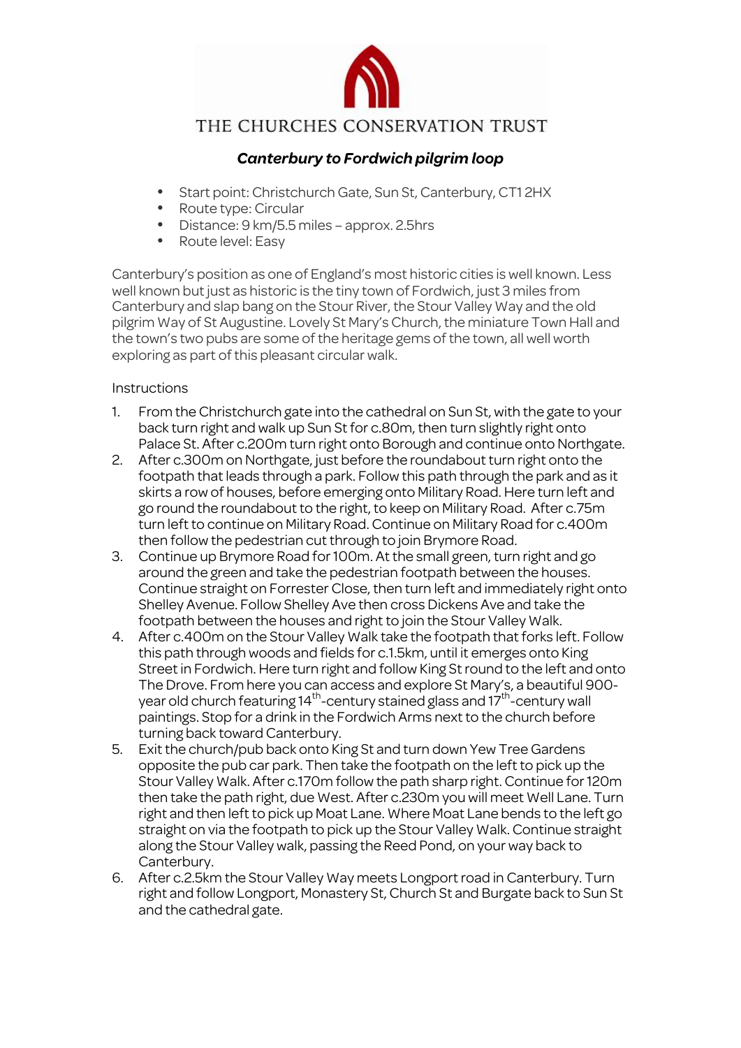THE CHURCHES CONSERVATION TRUST

## *Canterbury to Fordwich pilgrim loop*

- Start point: Christchurch Gate, Sun St, Canterbury, CT1 2HX
- Route type: Circular
- Distance: 9 km/5.5 miles – approx. 2.5hrs
- Route level: Easy

Canterbury's position as one of England's most historic cities is well known. Less well known but just as historic is the tiny town of Fordwich, just 3 miles from Canterbury and slap bang on the Stour River, the Stour Valley Way and the old pilgrim Way of St Augustine. Lovely St Mary's Church, the miniature Town Hall and the town's two pubs are some of the heritage gems of the town, all well worth exploring as part of this pleasant circular walk.

Instructions

1. From the Christchurch gate into the cathedral on Sun St, with the gate to your back turn right and walk up Sun St for c.80m, then turn slightly right onto Palace St. After c.200m turn right onto Borough and continue onto Northgate.
2. After c.300m on Northgate, just before the roundabout turn right onto the footpath that leads through a park. Follow this path through the park and as it skirts a row of houses, before emerging onto Military Road. Here turn left and go round the roundabout to the right, to keep on Military Road. After c.75m turn left to continue on Military Road. Continue on Military Road for c.400m then follow the pedestrian cut through to join Brymore Road.
3. Continue up Brymore Road for 100m. At the small green, turn right and go around the green and take the pedestrian footpath between the houses. Continue straight on Forrester Close, then turn left and immediately right onto Shelley Avenue. Follow Shelley Ave then cross Dickens Ave and take the footpath between the houses and right to join the Stour Valley Walk.
4. After c.400m on the Stour Valley Walk take the footpath that forks left. Follow this path through woods and fields for c.1.5km, until it emerges onto King Street in Fordwich. Here turn right and follow King St round to the left and onto The Drove. From here you can access and explore St Mary's, a beautiful 900-year old church featuring 14th-century stained glass and 17th-century wall paintings. Stop for a drink in the Fordwich Arms next to the church before turning back toward Canterbury.
5. Exit the church/pub back onto King St and turn down Yew Tree Gardens opposite the pub car park. Then take the footpath on the left to pick up the Stour Valley Walk. After c.170m follow the path sharp right. Continue for 120m then take the path right, due West. After c.230m you will meet Well Lane. Turn right and then left to pick up Moat Lane. Where Moat Lane bends to the left go straight on via the footpath to pick up the Stour Valley Walk. Continue straight along the Stour Valley walk, passing the Reed Pond, on your way back to Canterbury.
6. After c.2.5km the Stour Valley Way meets Longport road in Canterbury. Turn right and follow Longport, Monastery St, Church St and Burgate back to Sun St and the cathedral gate.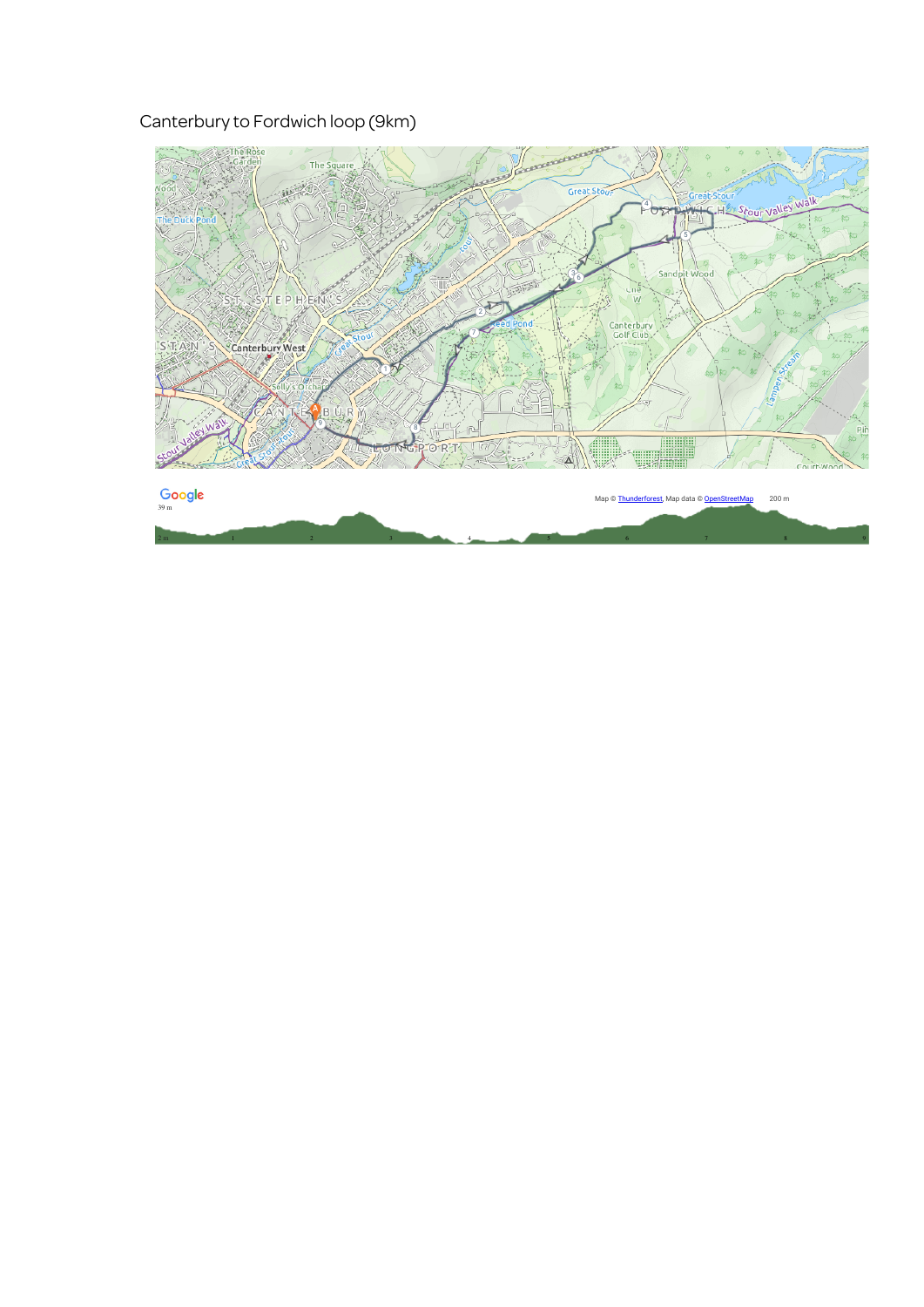# Canterbury to Fordwich loop (9km)

The Rose Garden
The Square
Wood
The Duck Pond
ST. STEPHEN'S
ST. ANN'S
Canterbury West
Great Stour
Sally's Orchard
CANTERBURY
Stour Valley Walk
Great Stour
LONGPORT
Reed Pond
Great Stour
FORDWICH
Great Stour
Stour Valley Walk
Sandpit Wood
Canterbury Golf Club
Lampen Stream
Court Wood

Google
39 m
2 m
1
2
3
4
5
6
7
8
9

Map © Thunderforest, Map data © OpenStreetMap 200 m